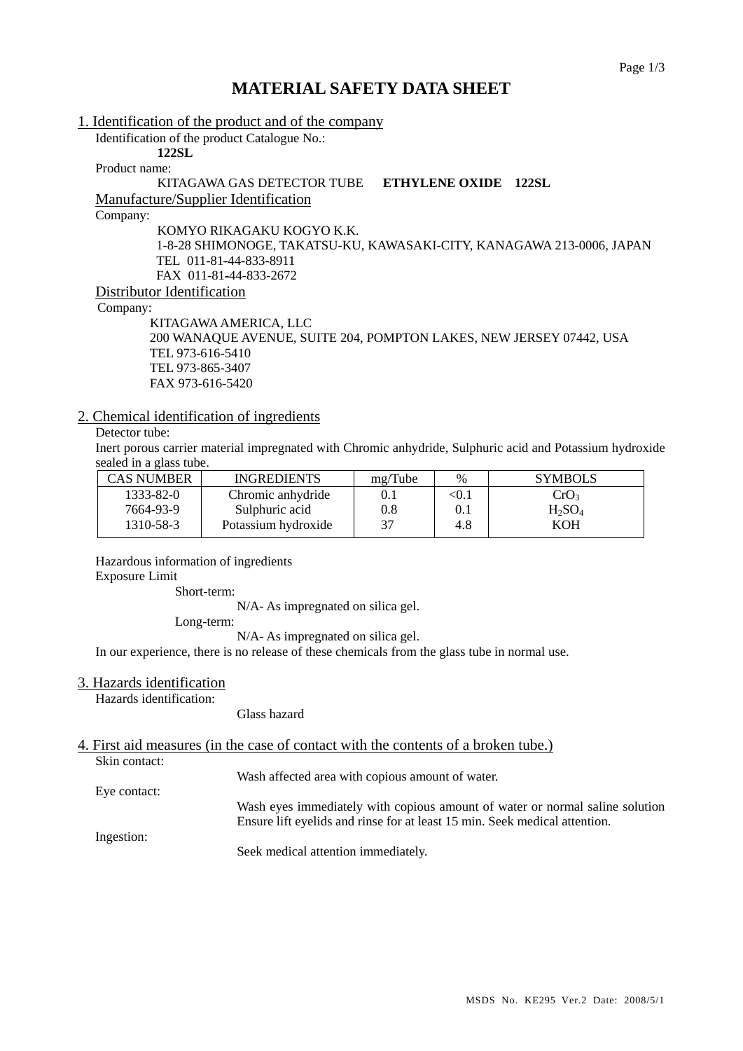# MATERIAL SAFETY DATA SHEET

## 1. Identification of the product and of the company

Identification of the product Catalogue No.:

**122SL**

Product name:

KITAGAWA GAS DETECTOR TUBE **ETHYLENE OXIDE 122SL**

### Manufacture/Supplier Identification

Company:

KOMYO RIKAGAKU KOGYO K.K.
1-8-28 SHIMONOGE, TAKATSU-KU, KAWASAKI-CITY, KANAGAWA 213-0006, JAPAN
TEL 011-81-44-833-8911
FAX 011-81-44-833-2672

### Distributor Identification

Company:

KITAGAWA AMERICA, LLC
200 WANAQUE AVENUE, SUITE 204, POMPTON LAKES, NEW JERSEY 07442, USA
TEL 973-616-5410
TEL 973-865-3407
FAX 973-616-5420

## 2. Chemical identification of ingredients

Detector tube:

Inert porous carrier material impregnated with Chromic anhydride, Sulphuric acid and Potassium hydroxide sealed in a glass tube.

| CAS NUMBER | INGREDIENTS | mg/Tube | % | SYMBOLS |
|---|---|---|---|---|
| 1333-82-0 | Chromic anhydride | 0.1 | <0.1 | $CrO_3$ |
| 7664-93-9 | Sulphuric acid | 0.8 | 0.1 | $H_2SO_4$ |
| 1310-58-3 | Potassium hydroxide | 37 | 4.8 | KOH |

Hazardous information of ingredients

Exposure Limit

Short-term:

N/A- As impregnated on silica gel.

Long-term:

N/A- As impregnated on silica gel.

In our experience, there is no release of these chemicals from the glass tube in normal use.

## 3. Hazards identification

Hazards identification:

Glass hazard

## 4. First aid measures (in the case of contact with the contents of a broken tube.)

Skin contact:

Wash affected area with copious amount of water.

Eye contact:

Wash eyes immediately with copious amount of water or normal saline solution Ensure lift eyelids and rinse for at least 15 min. Seek medical attention.

Ingestion:

Seek medical attention immediately.

MSDS No. KE295 Ver.2 Date: 2008/5/1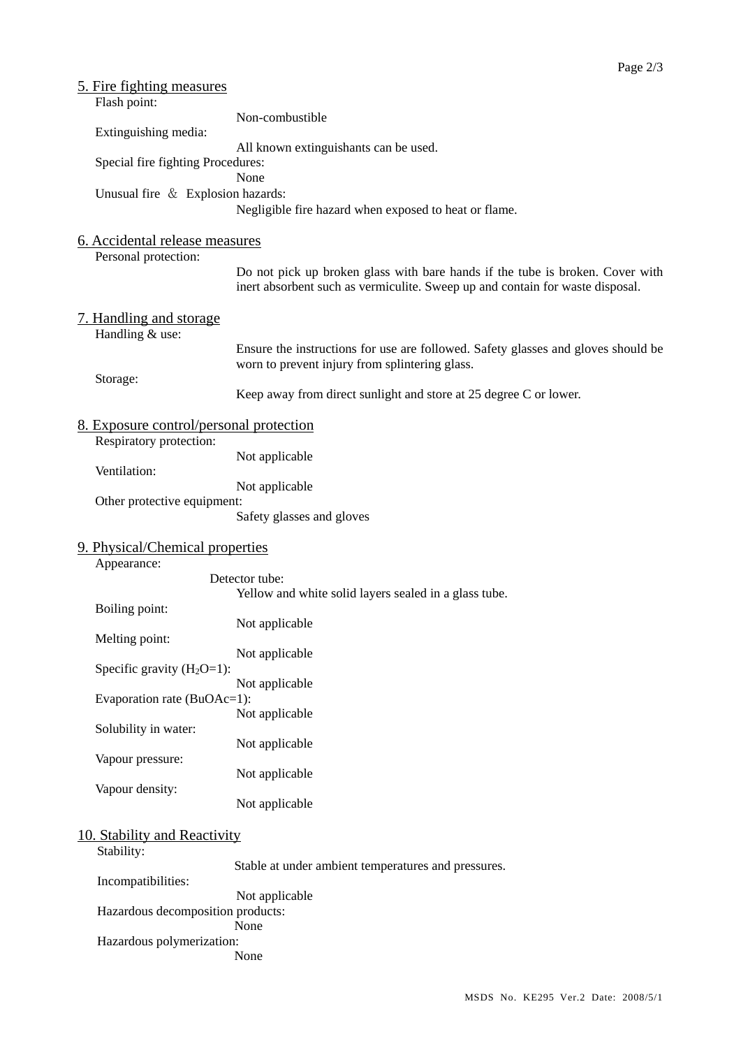## 5. Fire fighting measures

Flash point:
: Non-combustible

Extinguishing media:
: All known extinguishants can be used.

Special fire fighting Procedures:
: None

Unusual fire ＆ Explosion hazards:
: Negligible fire hazard when exposed to heat or flame.

## 6. Accidental release measures

Personal protection:
: Do not pick up broken glass with bare hands if the tube is broken. Cover with inert absorbent such as vermiculite. Sweep up and contain for waste disposal.

## 7. Handling and storage

Handling & use:
: Ensure the instructions for use are followed. Safety glasses and gloves should be worn to prevent injury from splintering glass.

Storage:
: Keep away from direct sunlight and store at 25 degree C or lower.

## 8. Exposure control/personal protection

Respiratory protection:
: Not applicable

Ventilation:
: Not applicable

Other protective equipment:
: Safety glasses and gloves

## 9. Physical/Chemical properties

Appearance:
: Detector tube:
: Yellow and white solid layers sealed in a glass tube.

Boiling point:
: Not applicable

Melting point:
: Not applicable

Specific gravity ($H_2O$=1):
: Not applicable

Evaporation rate (BuOAc=1):
: Not applicable

Solubility in water:
: Not applicable

Vapour pressure:
: Not applicable

Vapour density:
: Not applicable

## 10. Stability and Reactivity

Stability:
: Stable at under ambient temperatures and pressures.

Incompatibilities:
: Not applicable

Hazardous decomposition products:
: None

Hazardous polymerization:
: None

MSDS No. KE295 Ver.2 Date: 2008/5/1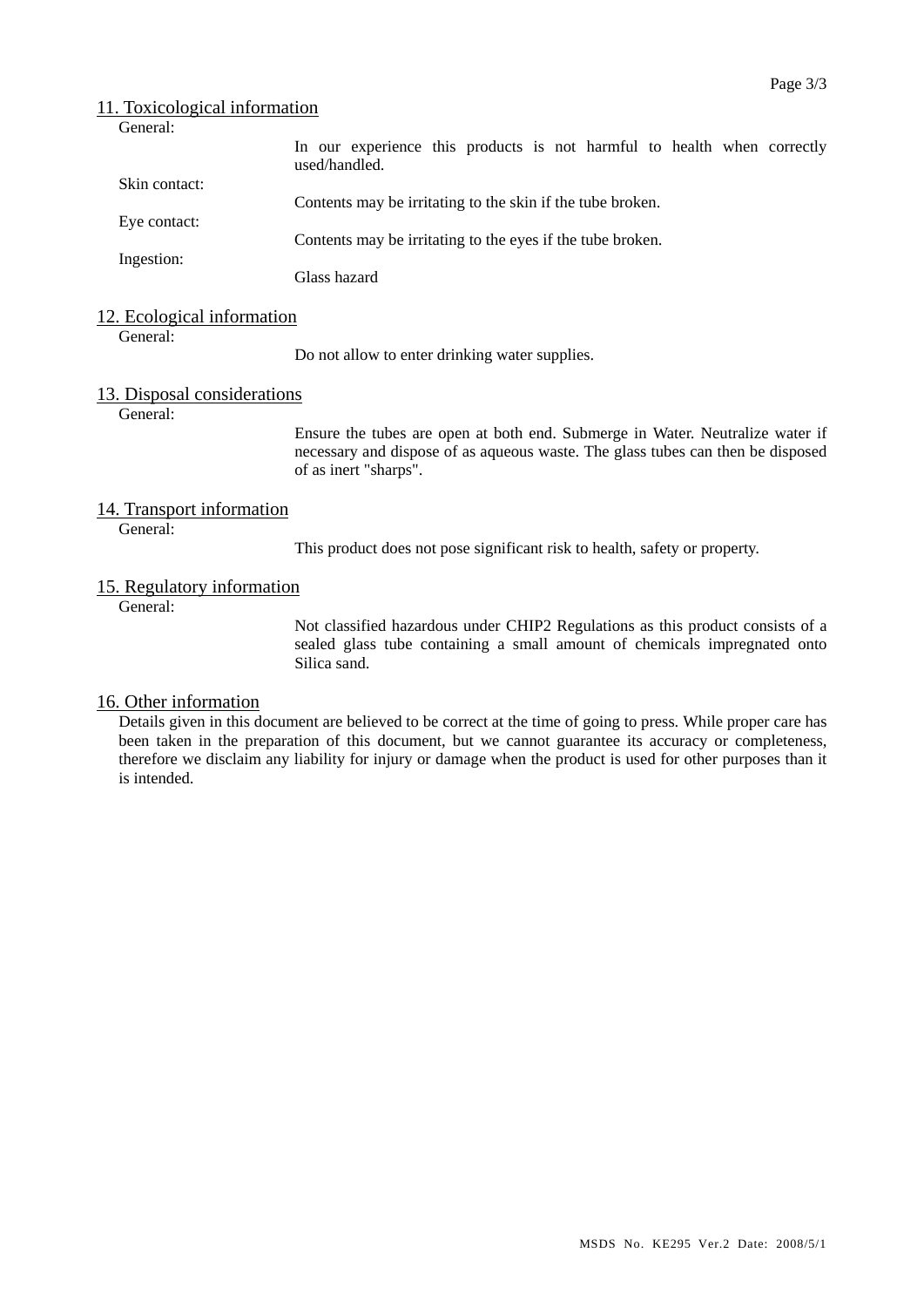## 11. Toxicological information

General:

In our experience this products is not harmful to health when correctly used/handled.

Skin contact:

Contents may be irritating to the skin if the tube broken.

Eye contact:

Contents may be irritating to the eyes if the tube broken.

Ingestion:

Glass hazard

## 12. Ecological information

General:

Do not allow to enter drinking water supplies.

## 13. Disposal considerations

General:

Ensure the tubes are open at both end. Submerge in Water. Neutralize water if necessary and dispose of as aqueous waste. The glass tubes can then be disposed of as inert "sharps".

## 14. Transport information

General:

This product does not pose significant risk to health, safety or property.

## 15. Regulatory information

General:

Not classified hazardous under CHIP2 Regulations as this product consists of a sealed glass tube containing a small amount of chemicals impregnated onto Silica sand.

## 16. Other information

Details given in this document are believed to be correct at the time of going to press. While proper care has been taken in the preparation of this document, but we cannot guarantee its accuracy or completeness, therefore we disclaim any liability for injury or damage when the product is used for other purposes than it is intended.

MSDS No. KE295 Ver.2 Date: 2008/5/1